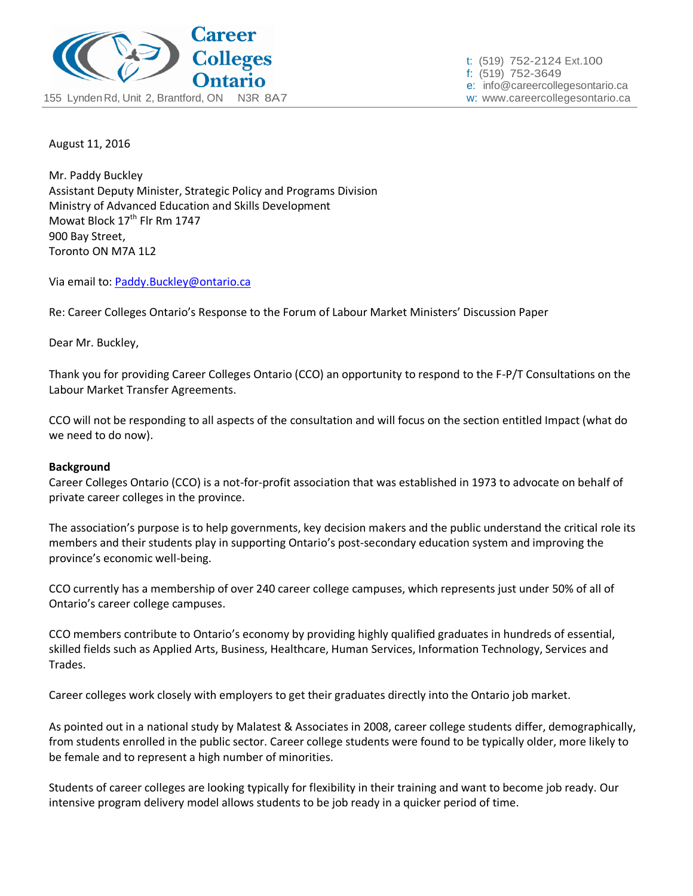**Career Colleges Ontario**

155 Lynden Rd, Unit 2, Brantford, ON N3R 8A7

t: (519) 752-2124 Ext.100
f: (519) 752-3649
e: info@careercollegesontario.ca
w: www.careercollegesontario.ca

August 11, 2016

Mr. Paddy Buckley
Assistant Deputy Minister, Strategic Policy and Programs Division
Ministry of Advanced Education and Skills Development
Mowat Block 17th Flr Rm 1747
900 Bay Street,
Toronto ON M7A 1L2

Via email to: Paddy.Buckley@ontario.ca

Re: Career Colleges Ontario's Response to the Forum of Labour Market Ministers' Discussion Paper

Dear Mr. Buckley,

Thank you for providing Career Colleges Ontario (CCO) an opportunity to respond to the F-P/T Consultations on the Labour Market Transfer Agreements.

CCO will not be responding to all aspects of the consultation and will focus on the section entitled Impact (what do we need to do now).

**Background**

Career Colleges Ontario (CCO) is a not-for-profit association that was established in 1973 to advocate on behalf of private career colleges in the province.

The association's purpose is to help governments, key decision makers and the public understand the critical role its members and their students play in supporting Ontario's post-secondary education system and improving the province's economic well-being.

CCO currently has a membership of over 240 career college campuses, which represents just under 50% of all of Ontario's career college campuses.

CCO members contribute to Ontario's economy by providing highly qualified graduates in hundreds of essential, skilled fields such as Applied Arts, Business, Healthcare, Human Services, Information Technology, Services and Trades.

Career colleges work closely with employers to get their graduates directly into the Ontario job market.

As pointed out in a national study by Malatest & Associates in 2008, career college students differ, demographically, from students enrolled in the public sector. Career college students were found to be typically older, more likely to be female and to represent a high number of minorities.

Students of career colleges are looking typically for flexibility in their training and want to become job ready. Our intensive program delivery model allows students to be job ready in a quicker period of time.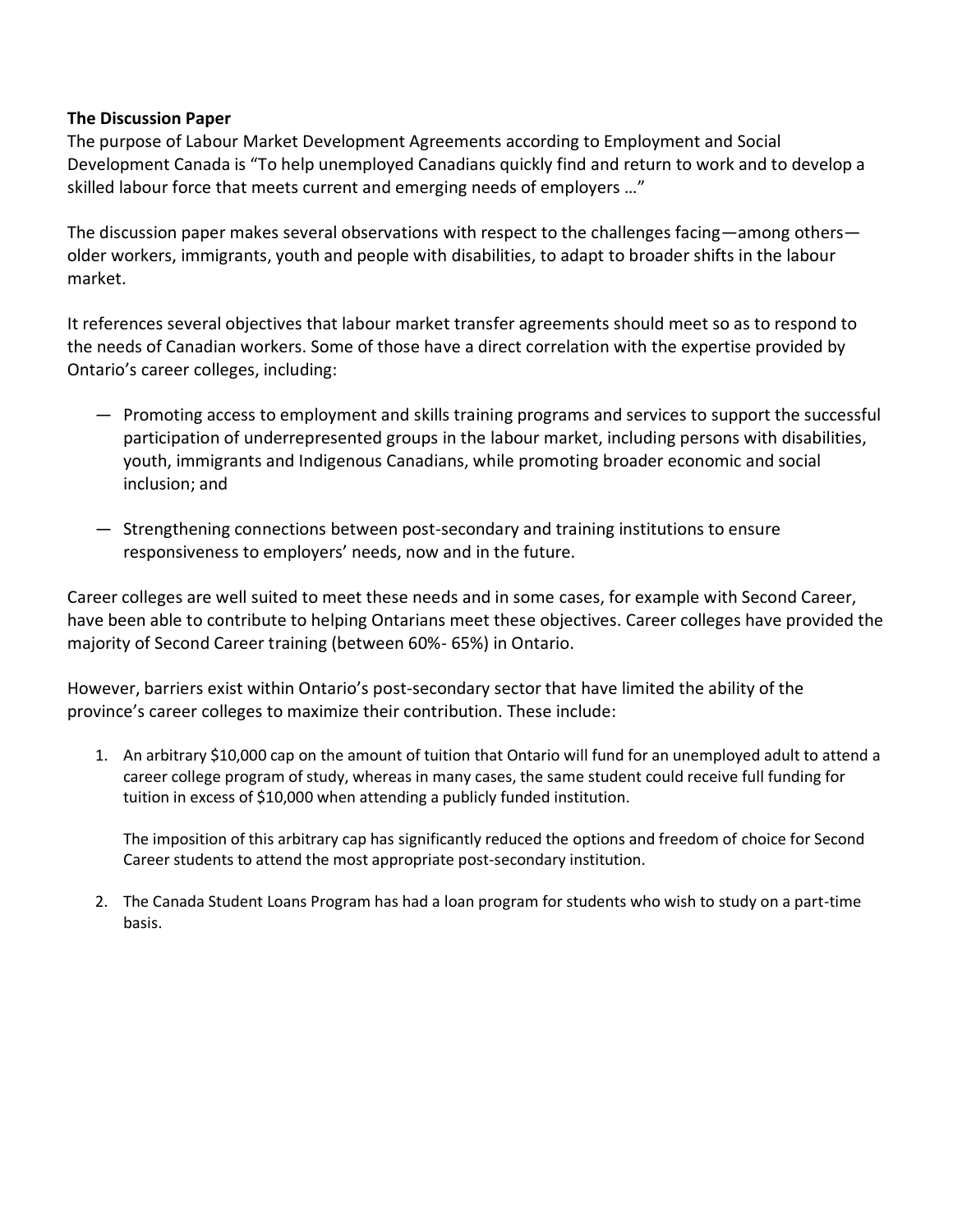**The Discussion Paper**

The purpose of Labour Market Development Agreements according to Employment and Social Development Canada is "To help unemployed Canadians quickly find and return to work and to develop a skilled labour force that meets current and emerging needs of employers …"

The discussion paper makes several observations with respect to the challenges facing—among others—older workers, immigrants, youth and people with disabilities, to adapt to broader shifts in the labour market.

It references several objectives that labour market transfer agreements should meet so as to respond to the needs of Canadian workers. Some of those have a direct correlation with the expertise provided by Ontario's career colleges, including:

- Promoting access to employment and skills training programs and services to support the successful participation of underrepresented groups in the labour market, including persons with disabilities, youth, immigrants and Indigenous Canadians, while promoting broader economic and social inclusion; and

- Strengthening connections between post-secondary and training institutions to ensure responsiveness to employers' needs, now and in the future.

Career colleges are well suited to meet these needs and in some cases, for example with Second Career, have been able to contribute to helping Ontarians meet these objectives. Career colleges have provided the majority of Second Career training (between 60%- 65%) in Ontario.

However, barriers exist within Ontario's post-secondary sector that have limited the ability of the province's career colleges to maximize their contribution. These include:

1. An arbitrary $10,000 cap on the amount of tuition that Ontario will fund for an unemployed adult to attend a career college program of study, whereas in many cases, the same student could receive full funding for tuition in excess of $10,000 when attending a publicly funded institution.

   The imposition of this arbitrary cap has significantly reduced the options and freedom of choice for Second Career students to attend the most appropriate post-secondary institution.

2. The Canada Student Loans Program has had a loan program for students who wish to study on a part-time basis.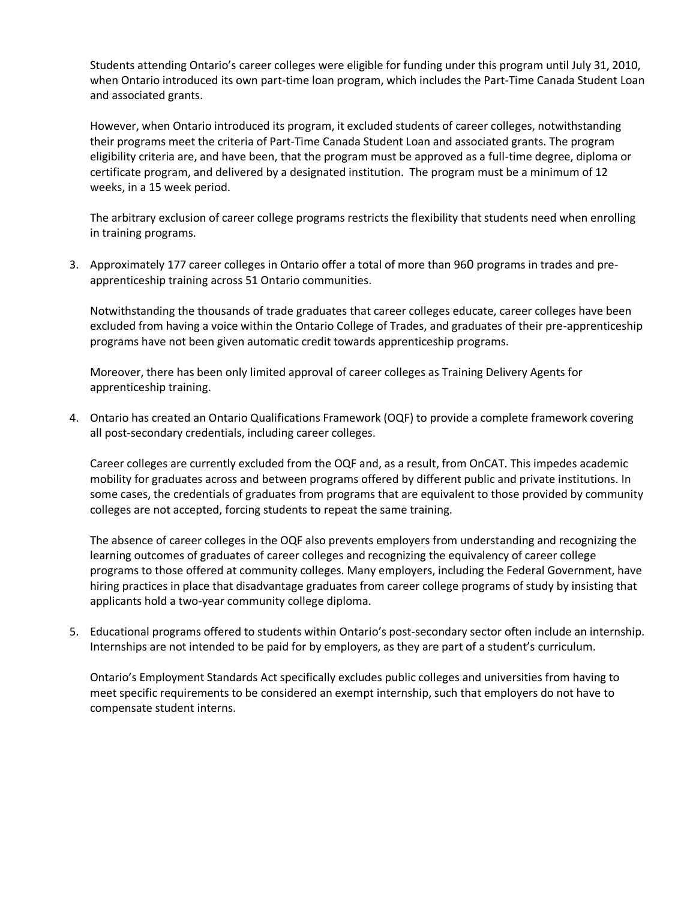Students attending Ontario's career colleges were eligible for funding under this program until July 31, 2010, when Ontario introduced its own part-time loan program, which includes the Part-Time Canada Student Loan and associated grants.

However, when Ontario introduced its program, it excluded students of career colleges, notwithstanding their programs meet the criteria of Part-Time Canada Student Loan and associated grants. The program eligibility criteria are, and have been, that the program must be approved as a full-time degree, diploma or certificate program, and delivered by a designated institution. The program must be a minimum of 12 weeks, in a 15 week period.

The arbitrary exclusion of career college programs restricts the flexibility that students need when enrolling in training programs.

3. Approximately 177 career colleges in Ontario offer a total of more than 960 programs in trades and pre-apprenticeship training across 51 Ontario communities.

   Notwithstanding the thousands of trade graduates that career colleges educate, career colleges have been excluded from having a voice within the Ontario College of Trades, and graduates of their pre-apprenticeship programs have not been given automatic credit towards apprenticeship programs.

   Moreover, there has been only limited approval of career colleges as Training Delivery Agents for apprenticeship training.

4. Ontario has created an Ontario Qualifications Framework (OQF) to provide a complete framework covering all post-secondary credentials, including career colleges.

   Career colleges are currently excluded from the OQF and, as a result, from OnCAT. This impedes academic mobility for graduates across and between programs offered by different public and private institutions. In some cases, the credentials of graduates from programs that are equivalent to those provided by community colleges are not accepted, forcing students to repeat the same training.

   The absence of career colleges in the OQF also prevents employers from understanding and recognizing the learning outcomes of graduates of career colleges and recognizing the equivalency of career college programs to those offered at community colleges. Many employers, including the Federal Government, have hiring practices in place that disadvantage graduates from career college programs of study by insisting that applicants hold a two-year community college diploma.

5. Educational programs offered to students within Ontario's post-secondary sector often include an internship. Internships are not intended to be paid for by employers, as they are part of a student's curriculum.

   Ontario's Employment Standards Act specifically excludes public colleges and universities from having to meet specific requirements to be considered an exempt internship, such that employers do not have to compensate student interns.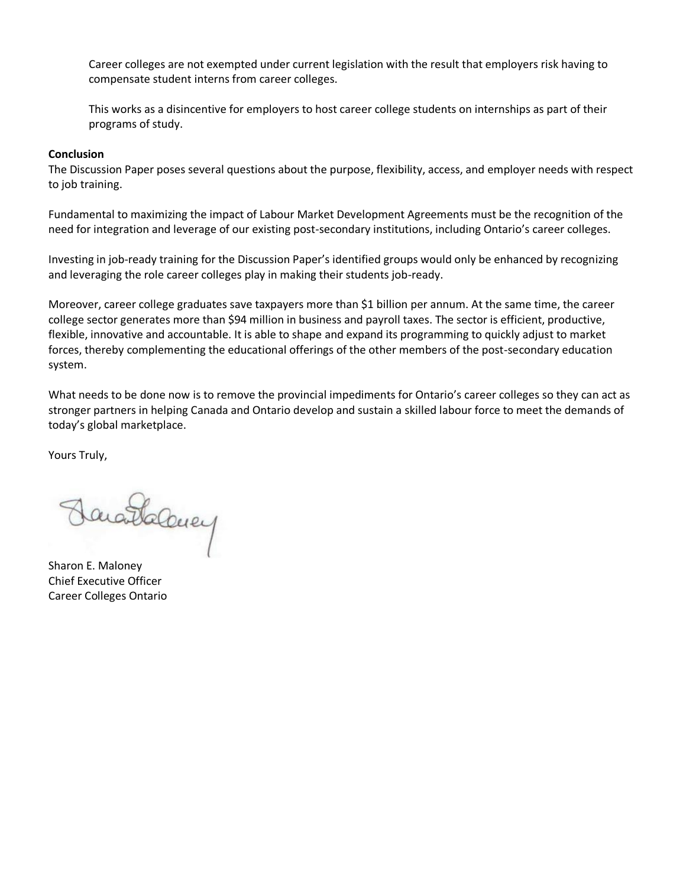Career colleges are not exempted under current legislation with the result that employers risk having to compensate student interns from career colleges.

This works as a disincentive for employers to host career college students on internships as part of their programs of study.

**Conclusion**

The Discussion Paper poses several questions about the purpose, flexibility, access, and employer needs with respect to job training.

Fundamental to maximizing the impact of Labour Market Development Agreements must be the recognition of the need for integration and leverage of our existing post-secondary institutions, including Ontario's career colleges.

Investing in job-ready training for the Discussion Paper's identified groups would only be enhanced by recognizing and leveraging the role career colleges play in making their students job-ready.

Moreover, career college graduates save taxpayers more than $1 billion per annum. At the same time, the career college sector generates more than $94 million in business and payroll taxes. The sector is efficient, productive, flexible, innovative and accountable. It is able to shape and expand its programming to quickly adjust to market forces, thereby complementing the educational offerings of the other members of the post-secondary education system.

What needs to be done now is to remove the provincial impediments for Ontario's career colleges so they can act as stronger partners in helping Canada and Ontario develop and sustain a skilled labour force to meet the demands of today's global marketplace.

Yours Truly,

Sharon E. Maloney
Chief Executive Officer
Career Colleges Ontario